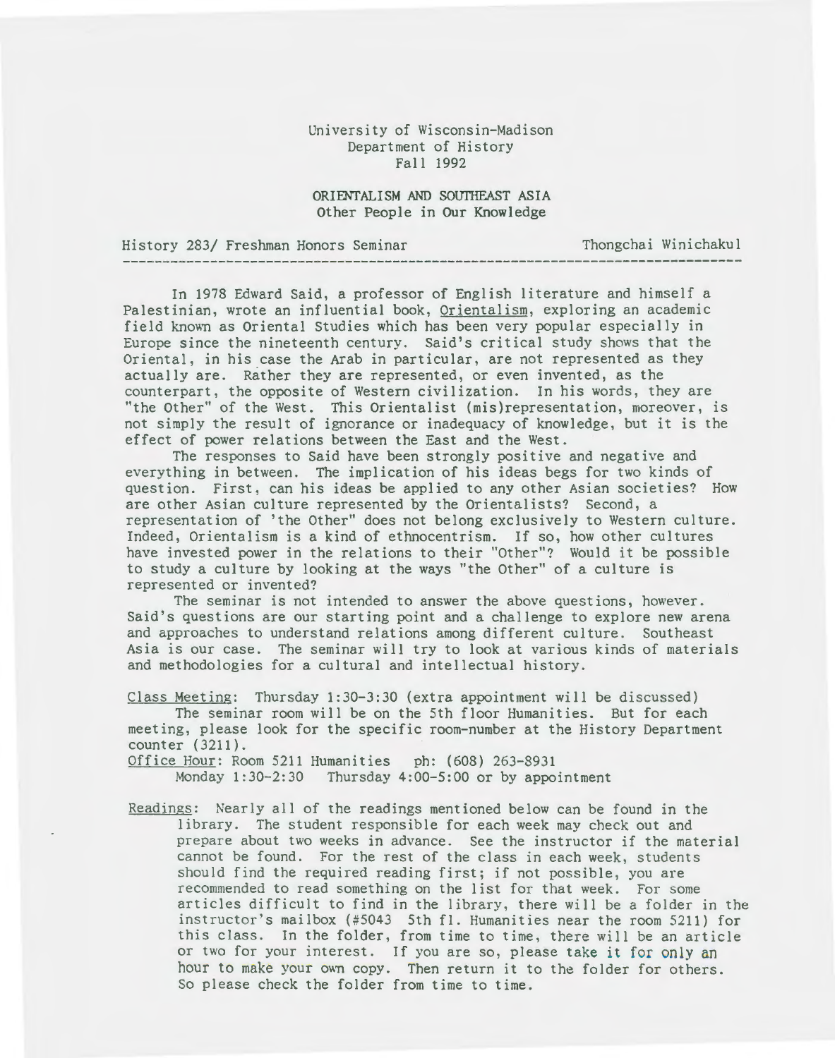University of Wisconsin-Madison
Department of History
Fall 1992

# ORIENTALISM AND SOUTHEAST ASIA
## Other People in Our Knowledge

History 283/ Freshman Honors Seminar — Thongchai Winichakul

---

In 1978 Edward Said, a professor of English literature and himself a Palestinian, wrote an influential book, Orientalism, exploring an academic field known as Oriental Studies which has been very popular especially in Europe since the nineteenth century. Said's critical study shows that the Oriental, in his case the Arab in particular, are not represented as they actually are. Rather they are represented, or even invented, as the counterpart, the opposite of Western civilization. In his words, they are "the Other" of the West. This Orientalist (mis)representation, moreover, is not simply the result of ignorance or inadequacy of knowledge, but it is the effect of power relations between the East and the West.

The responses to Said have been strongly positive and negative and everything in between. The implication of his ideas begs for two kinds of question. First, can his ideas be applied to any other Asian societies? How are other Asian culture represented by the Orientalists? Second, a representation of 'the Other" does not belong exclusively to Western culture. Indeed, Orientalism is a kind of ethnocentrism. If so, how other cultures have invested power in the relations to their "Other"? Would it be possible to study a culture by looking at the ways "the Other" of a culture is represented or invented?

The seminar is not intended to answer the above questions, however. Said's questions are our starting point and a challenge to explore new arena and approaches to understand relations among different culture. Southeast Asia is our case. The seminar will try to look at various kinds of materials and methodologies for a cultural and intellectual history.

Class Meeting: Thursday 1:30-3:30 (extra appointment will be discussed)
The seminar room will be on the 5th floor Humanities. But for each meeting, please look for the specific room-number at the History Department counter (3211).

Office Hour: Room 5211 Humanities ph: (608) 263-8931
Monday 1:30-2:30 Thursday 4:00-5:00 or by appointment

Readings: Nearly all of the readings mentioned below can be found in the library. The student responsible for each week may check out and prepare about two weeks in advance. See the instructor if the material cannot be found. For the rest of the class in each week, students should find the required reading first; if not possible, you are recommended to read something on the list for that week. For some articles difficult to find in the library, there will be a folder in the instructor's mailbox (#5043 5th fl. Humanities near the room 5211) for this class. In the folder, from time to time, there will be an article or two for your interest. If you are so, please take it for only an hour to make your own copy. Then return it to the folder for others. So please check the folder from time to time.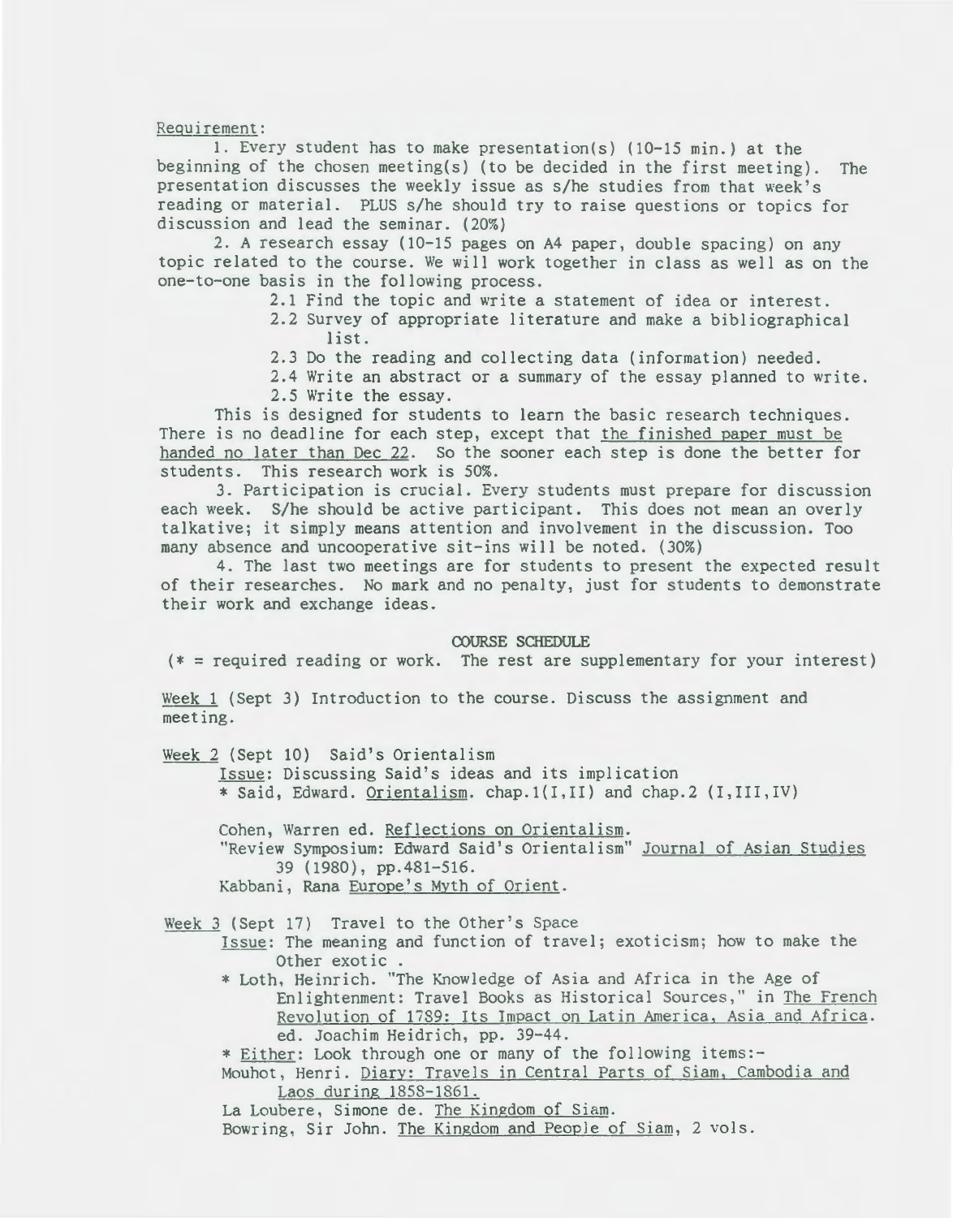Requirement:

1. Every student has to make presentation(s) (10-15 min.) at the beginning of the chosen meeting(s) (to be decided in the first meeting). The presentation discusses the weekly issue as s/he studies from that week's reading or material. PLUS s/he should try to raise questions or topics for discussion and lead the seminar. (20%)

2. A research essay (10-15 pages on A4 paper, double spacing) on any topic related to the course. We will work together in class as well as on the one-to-one basis in the following process.

    2.1 Find the topic and write a statement of idea or interest.

    2.2 Survey of appropriate literature and make a bibliographical list.

    2.3 Do the reading and collecting data (information) needed.

    2.4 Write an abstract or a summary of the essay planned to write.

    2.5 Write the essay.

This is designed for students to learn the basic research techniques. There is no deadline for each step, except that the finished paper must be handed no later than Dec 22. So the sooner each step is done the better for students. This research work is 50%.

3. Participation is crucial. Every students must prepare for discussion each week. S/he should be active participant. This does not mean an overly talkative; it simply means attention and involvement in the discussion. Too many absence and uncooperative sit-ins will be noted. (30%)

4. The last two meetings are for students to present the expected result of their researches. No mark and no penalty, just for students to demonstrate their work and exchange ideas.

## COURSE SCHEDULE

(* = required reading or work. The rest are supplementary for your interest)

Week 1 (Sept 3) Introduction to the course. Discuss the assignment and meeting.

Week 2 (Sept 10) Said's Orientalism

Issue: Discussing Said's ideas and its implication

* Said, Edward. Orientalism. chap.1(I,II) and chap.2 (I,III,IV)

Cohen, Warren ed. Reflections on Orientalism.

"Review Symposium: Edward Said's Orientalism" Journal of Asian Studies 39 (1980), pp.481-516.

Kabbani, Rana Europe's Myth of Orient.

Week 3 (Sept 17) Travel to the Other's Space

Issue: The meaning and function of travel; exoticism; how to make the Other exotic .

* Loth, Heinrich. "The Knowledge of Asia and Africa in the Age of Enlightenment: Travel Books as Historical Sources," in The French Revolution of 1789: Its Impact on Latin America, Asia and Africa. ed. Joachim Heidrich, pp. 39-44.

* Either: Look through one or many of the following items:-

Mouhot, Henri. Diary: Travels in Central Parts of Siam, Cambodia and Laos during 1858-1861.

La Loubere, Simone de. The Kingdom of Siam.

Bowring, Sir John. The Kingdom and People of Siam, 2 vols.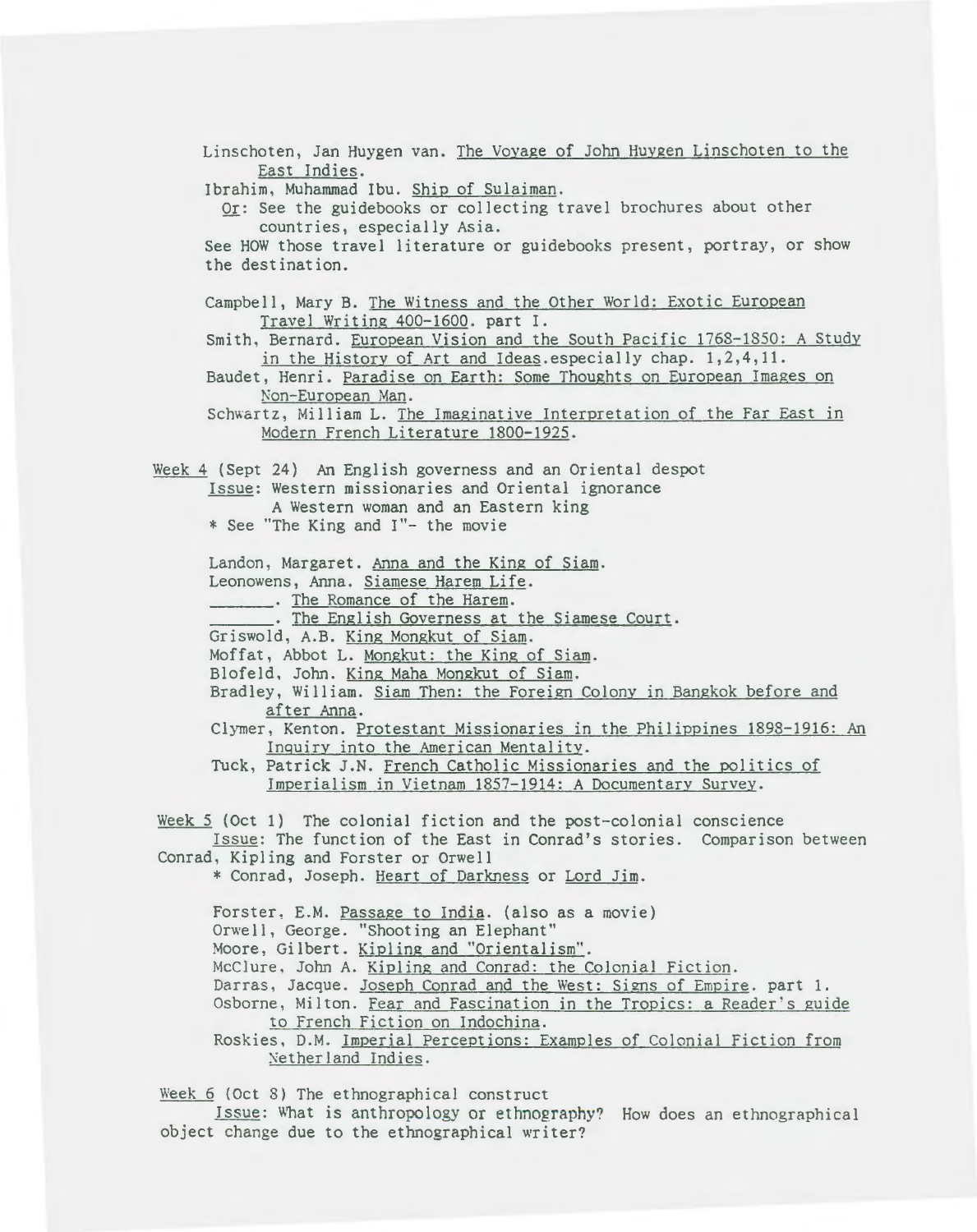Linschoten, Jan Huygen van. The Voyage of John Huygen Linschoten to the East Indies.

Ibrahim, Muhammad Ibu. Ship of Sulaiman.

Or: See the guidebooks or collecting travel brochures about other countries, especially Asia.

See HOW those travel literature or guidebooks present, portray, or show the destination.

Campbell, Mary B. The Witness and the Other World: Exotic European Travel Writing 400-1600. part I.

Smith, Bernard. European Vision and the South Pacific 1768-1850: A Study in the History of Art and Ideas.especially chap. 1,2,4,11.

Baudet, Henri. Paradise on Earth: Some Thoughts on European Images on Non-European Man.

Schwartz, Milliam L. The Imaginative Interpretation of the Far East in Modern French Literature 1800-1925.

Week 4 (Sept 24) An English governess and an Oriental despot

Issue: Western missionaries and Oriental ignorance
A Western woman and an Eastern king

* See "The King and I"- the movie

Landon, Margaret. Anna and the King of Siam.

Leonowens, Anna. Siamese Harem Life.

_______. The Romance of the Harem.

_______. The English Governess at the Siamese Court.

Griswold, A.B. King Mongkut of Siam.

Moffat, Abbot L. Mongkut: the King of Siam.

Blofeld, John. King Maha Mongkut of Siam.

Bradley, William. Siam Then: the Foreign Colony in Bangkok before and after Anna.

Clymer, Kenton. Protestant Missionaries in the Philippines 1898-1916: An Inquiry into the American Mentality.

Tuck, Patrick J.N. French Catholic Missionaries and the politics of Imperialism in Vietnam 1857-1914: A Documentary Survey.

Week 5 (Oct 1) The colonial fiction and the post-colonial conscience

Issue: The function of the East in Conrad's stories. Comparison between Conrad, Kipling and Forster or Orwell

* Conrad, Joseph. Heart of Darkness or Lord Jim.

Forster, E.M. Passage to India. (also as a movie)

Orwell, George. "Shooting an Elephant"

Moore, Gilbert. Kipling and "Orientalism".

McClure, John A. Kipling and Conrad: the Colonial Fiction.

Darras, Jacque. Joseph Conrad and the West: Signs of Empire. part 1.

Osborne, Milton. Fear and Fascination in the Tropics: a Reader's guide to French Fiction on Indochina.

Roskies, D.M. Imperial Perceptions: Examples of Colonial Fiction from Netherland Indies.

Week 6 (Oct 8) The ethnographical construct

Issue: What is anthropology or ethnography? How does an ethnographical object change due to the ethnographical writer?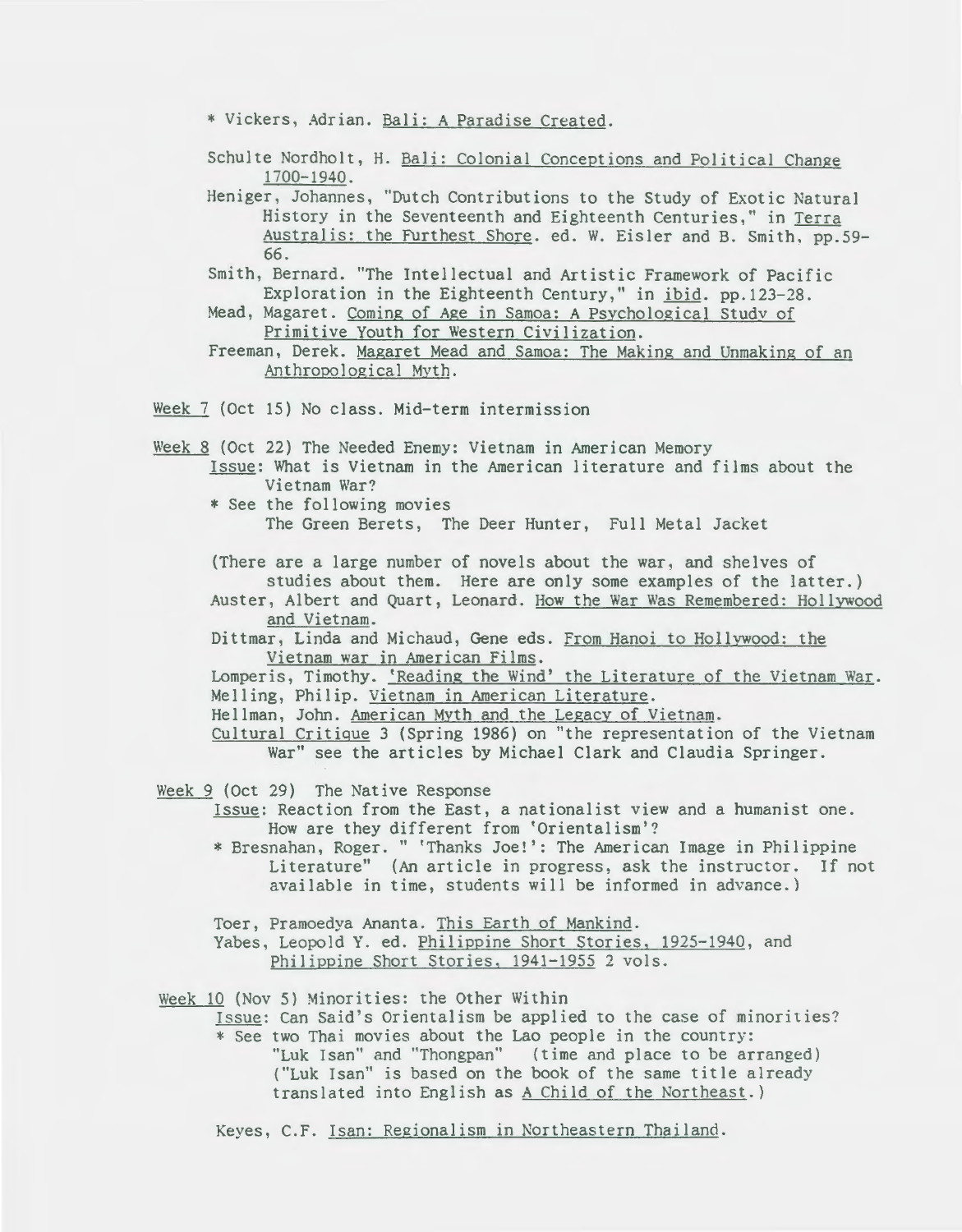* Vickers, Adrian. Bali: A Paradise Created.

Schulte Nordholt, H. Bali: Colonial Conceptions and Political Change 1700-1940.

Heniger, Johannes, "Dutch Contributions to the Study of Exotic Natural History in the Seventeenth and Eighteenth Centuries," in Terra Australis: the Furthest Shore. ed. W. Eisler and B. Smith, pp.59-66.

Smith, Bernard. "The Intellectual and Artistic Framework of Pacific Exploration in the Eighteenth Century," in ibid. pp.123-28.

Mead, Magaret. Coming of Age in Samoa: A Psychological Study of Primitive Youth for Western Civilization.

Freeman, Derek. Magaret Mead and Samoa: The Making and Unmaking of an Anthropological Myth.

Week 7 (Oct 15) No class. Mid-term intermission

Week 8 (Oct 22) The Needed Enemy: Vietnam in American Memory

Issue: What is Vietnam in the American literature and films about the Vietnam War?

* See the following movies
  The Green Berets, The Deer Hunter, Full Metal Jacket

(There are a large number of novels about the war, and shelves of studies about them. Here are only some examples of the latter.)

Auster, Albert and Quart, Leonard. How the War Was Remembered: Hollywood and Vietnam.

Dittmar, Linda and Michaud, Gene eds. From Hanoi to Hollywood: the Vietnam war in American Films.

Lomperis, Timothy. 'Reading the Wind' the Literature of the Vietnam War.

Melling, Philip. Vietnam in American Literature.

Hellman, John. American Myth and the Legacy of Vietnam.

Cultural Critique 3 (Spring 1986) on "the representation of the Vietnam War" see the articles by Michael Clark and Claudia Springer.

Week 9 (Oct 29) The Native Response

Issue: Reaction from the East, a nationalist view and a humanist one. How are they different from 'Orientalism'?

* Bresnahan, Roger. " 'Thanks Joe!': The American Image in Philippine Literature" (An article in progress, ask the instructor. If not available in time, students will be informed in advance.)

Toer, Pramoedya Ananta. This Earth of Mankind.

Yabes, Leopold Y. ed. Philippine Short Stories, 1925-1940, and Philippine Short Stories, 1941-1955 2 vols.

Week 10 (Nov 5) Minorities: the Other Within

Issue: Can Said's Orientalism be applied to the case of minorities?

* See two Thai movies about the Lao people in the country:
  "Luk Isan" and "Thongpan" (time and place to be arranged)
  ("Luk Isan" is based on the book of the same title already translated into English as A Child of the Northeast.)

Keyes, C.F. Isan: Regionalism in Northeastern Thailand.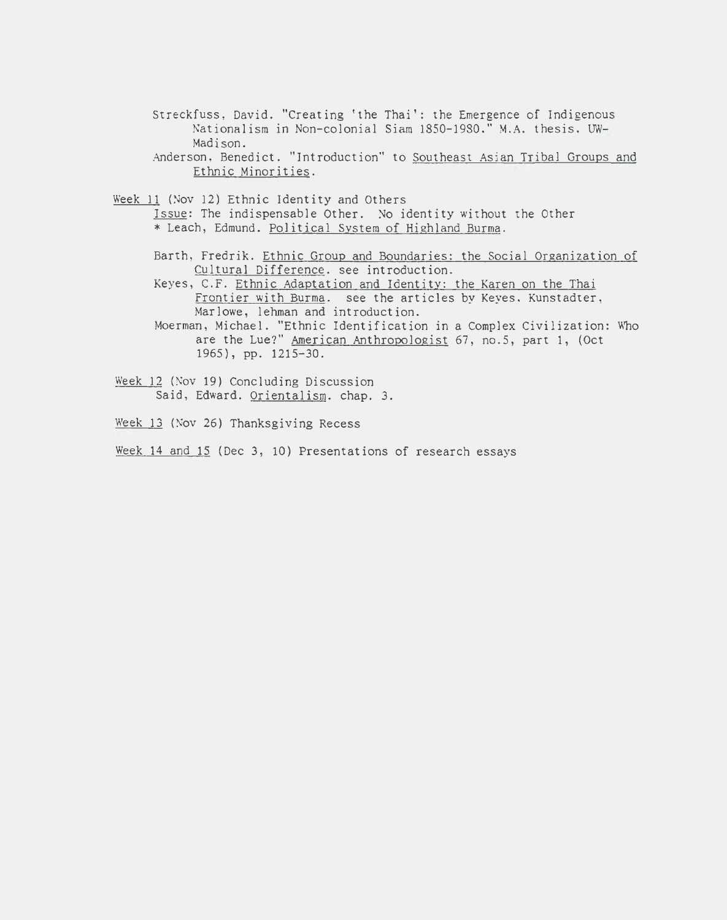Streckfuss, David. "Creating 'the Thai': the Emergence of Indigenous Nationalism in Non-colonial Siam 1850-1980." M.A. thesis, UW-Madison.

Anderson, Benedict. "Introduction" to Southeast Asian Tribal Groups and Ethnic Minorities.

Week 11 (Nov 12) Ethnic Identity and Others

Issue: The indispensable Other. No identity without the Other

* Leach, Edmund. Political System of Highland Burma.

Barth, Fredrik. Ethnic Group and Boundaries: the Social Organization of Cultural Difference. see introduction.

Keyes, C.F. Ethnic Adaptation and Identity: the Karen on the Thai Frontier with Burma. see the articles by Keyes, Kunstadter, Marlowe, lehman and introduction.

Moerman, Michael. "Ethnic Identification in a Complex Civilization: Who are the Lue?" American Anthropologist 67, no.5, part 1, (Oct 1965), pp. 1215-30.

Week 12 (Nov 19) Concluding Discussion

Said, Edward. Orientalism. chap. 3.

Week 13 (Nov 26) Thanksgiving Recess

Week 14 and 15 (Dec 3, 10) Presentations of research essays